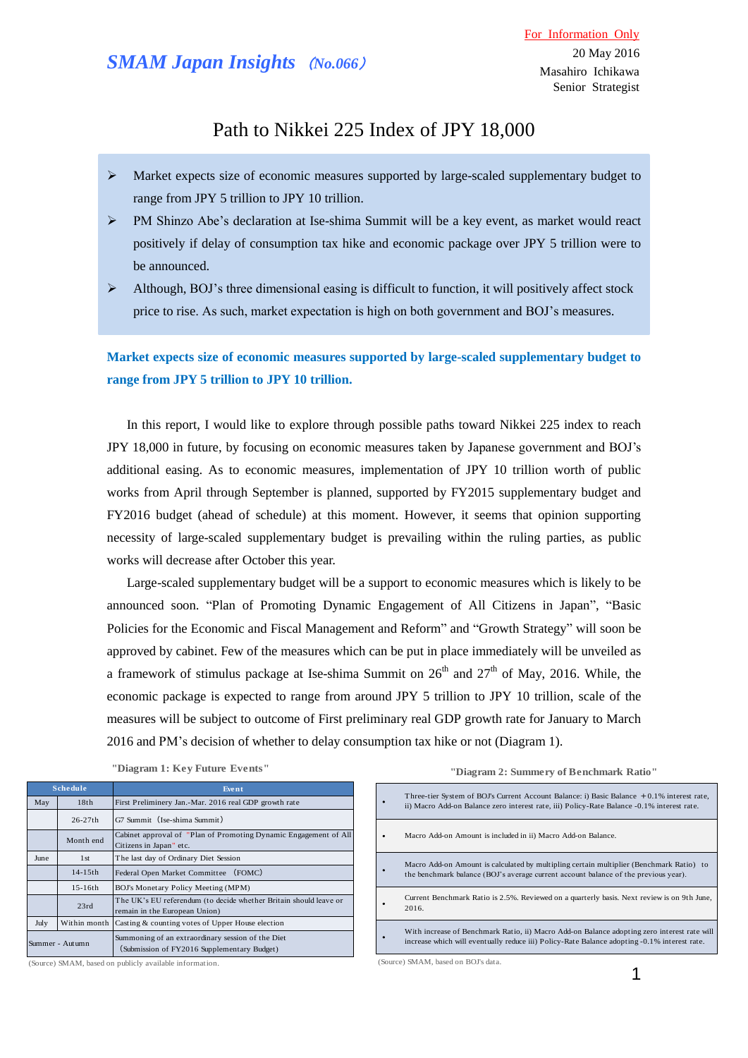For Information Only

# SMAM Japan Insights (No.066)

20 May 2016
Masahiro Ichikawa
Senior Strategist

## Path to Nikkei 225 Index of JPY 18,000

- Market expects size of economic measures supported by large-scaled supplementary budget to range from JPY 5 trillion to JPY 10 trillion.
- PM Shinzo Abe's declaration at Ise-shima Summit will be a key event, as market would react positively if delay of consumption tax hike and economic package over JPY 5 trillion were to be announced.
- Although, BOJ's three dimensional easing is difficult to function, it will positively affect stock price to rise. As such, market expectation is high on both government and BOJ's measures.

### Market expects size of economic measures supported by large-scaled supplementary budget to range from JPY 5 trillion to JPY 10 trillion.

In this report, I would like to explore through possible paths toward Nikkei 225 index to reach JPY 18,000 in future, by focusing on economic measures taken by Japanese government and BOJ's additional easing. As to economic measures, implementation of JPY 10 trillion worth of public works from April through September is planned, supported by FY2015 supplementary budget and FY2016 budget (ahead of schedule) at this moment. However, it seems that opinion supporting necessity of large-scaled supplementary budget is prevailing within the ruling parties, as public works will decrease after October this year.

Large-scaled supplementary budget will be a support to economic measures which is likely to be announced soon. "Plan of Promoting Dynamic Engagement of All Citizens in Japan", "Basic Policies for the Economic and Fiscal Management and Reform" and "Growth Strategy" will soon be approved by cabinet. Few of the measures which can be put in place immediately will be unveiled as a framework of stimulus package at Ise-shima Summit on 26th and 27th of May, 2016. While, the economic package is expected to range from around JPY 5 trillion to JPY 10 trillion, scale of the measures will be subject to outcome of First preliminary real GDP growth rate for January to March 2016 and PM's decision of whether to delay consumption tax hike or not (Diagram 1).

"Diagram 1: Key Future Events"

| Schedule | | Event |
|---|---|---|
| May | 18th | First Preliminery Jan.-Mar. 2016 real GDP growth rate |
| | 26-27th | G7 Summit (Ise-shima Summit) |
| | Month end | Cabinet approval of "Plan of Promoting Dynamic Engagement of All Citizens in Japan" etc. |
| June | 1st | The last day of Ordinary Diet Session |
| | 14-15th | Federal Open Market Committee (FOMC) |
| | 15-16th | BOJ's Monetary Policy Meeting (MPM) |
| | 23rd | The UK's EU referendum (to decide whether Britain should leave or remain in the European Union) |
| July | Within month | Casting & counting votes of Upper House election |
| Summer - Autumn | | Summoning of an extraordinary session of the Diet (Submission of FY2016 Supplementary Budget) |

(Source) SMAM, based on publicly available information.

"Diagram 2: Summery of Benchmark Ratio"

- Three-tier System of BOJ's Current Account Balance: i) Basic Balance +0.1% interest rate, ii) Macro Add-on Balance zero interest rate, iii) Policy-Rate Balance -0.1% interest rate.
- Macro Add-on Amount is included in ii) Macro Add-on Balance.
- Macro Add-on Amount is calculated by multipling certain multiplier (Benchmark Ratio) to the benchmark balance (BOJ's average current account balance of the previous year).
- Current Benchmark Ratio is 2.5%. Reviewed on a quarterly basis. Next review is on 9th June, 2016.
- With increase of Benchmark Ratio, ii) Macro Add-on Balance adopting zero interest rate will increase which will eventually reduce iii) Policy-Rate Balance adopting -0.1% interest rate.

(Source) SMAM, based on BOJ's data.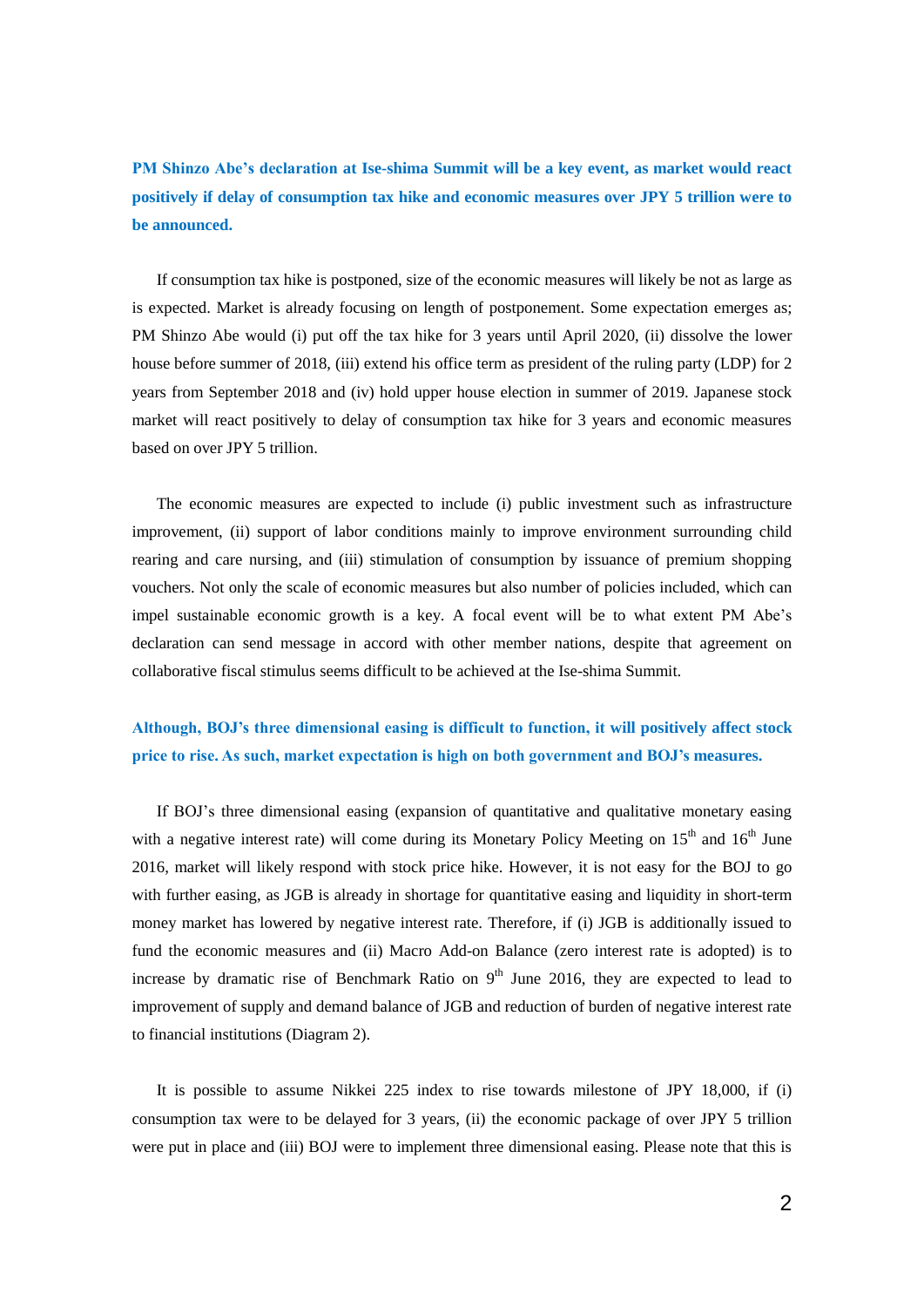**PM Shinzo Abe's declaration at Ise-shima Summit will be a key event, as market would react positively if delay of consumption tax hike and economic measures over JPY 5 trillion were to be announced.**

If consumption tax hike is postponed, size of the economic measures will likely be not as large as is expected. Market is already focusing on length of postponement. Some expectation emerges as; PM Shinzo Abe would (i) put off the tax hike for 3 years until April 2020, (ii) dissolve the lower house before summer of 2018, (iii) extend his office term as president of the ruling party (LDP) for 2 years from September 2018 and (iv) hold upper house election in summer of 2019. Japanese stock market will react positively to delay of consumption tax hike for 3 years and economic measures based on over JPY 5 trillion.

The economic measures are expected to include (i) public investment such as infrastructure improvement, (ii) support of labor conditions mainly to improve environment surrounding child rearing and care nursing, and (iii) stimulation of consumption by issuance of premium shopping vouchers. Not only the scale of economic measures but also number of policies included, which can impel sustainable economic growth is a key. A focal event will be to what extent PM Abe's declaration can send message in accord with other member nations, despite that agreement on collaborative fiscal stimulus seems difficult to be achieved at the Ise-shima Summit.

**Although, BOJ's three dimensional easing is difficult to function, it will positively affect stock price to rise. As such, market expectation is high on both government and BOJ's measures.**

If BOJ's three dimensional easing (expansion of quantitative and qualitative monetary easing with a negative interest rate) will come during its Monetary Policy Meeting on 15th and 16th June 2016, market will likely respond with stock price hike. However, it is not easy for the BOJ to go with further easing, as JGB is already in shortage for quantitative easing and liquidity in short-term money market has lowered by negative interest rate. Therefore, if (i) JGB is additionally issued to fund the economic measures and (ii) Macro Add-on Balance (zero interest rate is adopted) is to increase by dramatic rise of Benchmark Ratio on 9th June 2016, they are expected to lead to improvement of supply and demand balance of JGB and reduction of burden of negative interest rate to financial institutions (Diagram 2).

It is possible to assume Nikkei 225 index to rise towards milestone of JPY 18,000, if (i) consumption tax were to be delayed for 3 years, (ii) the economic package of over JPY 5 trillion were put in place and (iii) BOJ were to implement three dimensional easing. Please note that this is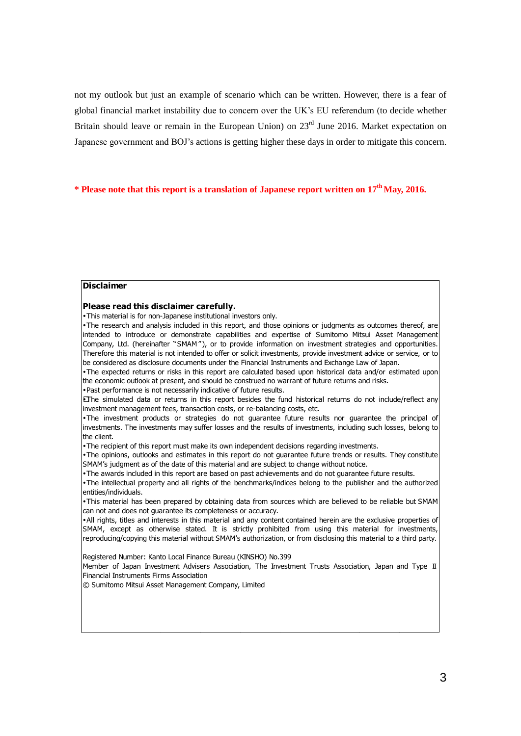not my outlook but just an example of scenario which can be written. However, there is a fear of global financial market instability due to concern over the UK's EU referendum (to decide whether Britain should leave or remain in the European Union) on 23rd June 2016. Market expectation on Japanese government and BOJ's actions is getting higher these days in order to mitigate this concern.

**\* Please note that this report is a translation of Japanese report written on 17th May, 2016.**

**Disclaimer**

**Please read this disclaimer carefully.**

- This material is for non-Japanese institutional investors only.
- The research and analysis included in this report, and those opinions or judgments as outcomes thereof, are intended to introduce or demonstrate capabilities and expertise of Sumitomo Mitsui Asset Management Company, Ltd. (hereinafter "SMAM"), or to provide information on investment strategies and opportunities. Therefore this material is not intended to offer or solicit investments, provide investment advice or service, or to be considered as disclosure documents under the Financial Instruments and Exchange Law of Japan.
- The expected returns or risks in this report are calculated based upon historical data and/or estimated upon the economic outlook at present, and should be construed no warrant of future returns and risks.
- Past performance is not necessarily indicative of future results.
- The simulated data or returns in this report besides the fund historical returns do not include/reflect any investment management fees, transaction costs, or re-balancing costs, etc.
- The investment products or strategies do not guarantee future results nor guarantee the principal of investments. The investments may suffer losses and the results of investments, including such losses, belong to the client.
- The recipient of this report must make its own independent decisions regarding investments.
- The opinions, outlooks and estimates in this report do not guarantee future trends or results. They constitute SMAM's judgment as of the date of this material and are subject to change without notice.
- The awards included in this report are based on past achievements and do not guarantee future results.
- The intellectual property and all rights of the benchmarks/indices belong to the publisher and the authorized entities/individuals.
- This material has been prepared by obtaining data from sources which are believed to be reliable but SMAM can not and does not guarantee its completeness or accuracy.
- All rights, titles and interests in this material and any content contained herein are the exclusive properties of SMAM, except as otherwise stated. It is strictly prohibited from using this material for investments, reproducing/copying this material without SMAM's authorization, or from disclosing this material to a third party.

Registered Number: Kanto Local Finance Bureau (KINSHO) No.399

Member of Japan Investment Advisers Association, The Investment Trusts Association, Japan and Type Ⅱ Financial Instruments Firms Association

© Sumitomo Mitsui Asset Management Company, Limited